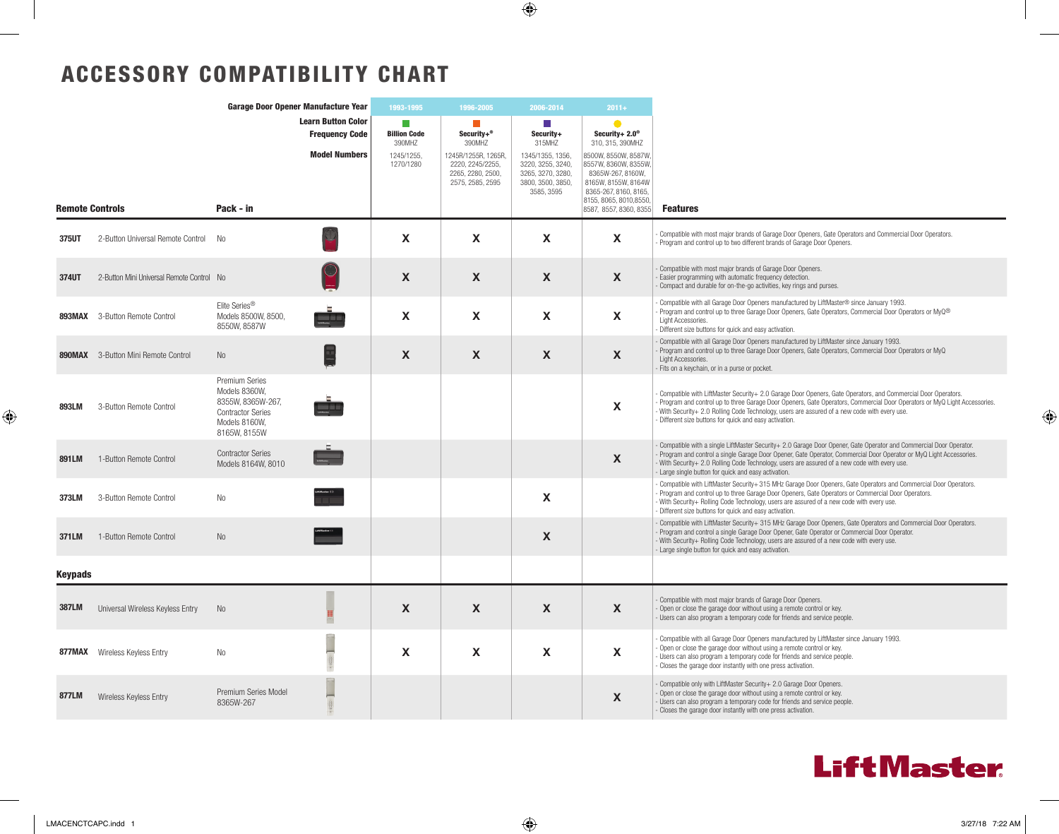# ACCESSORY COMPATIBILITY CHART

| | | | Garage Door Opener Manufacture Year | 1993-1995 | 1996-2005 | 2006-2014 | 2011+ | |
|---|---|---|---|---|---|---|---|---|
| | | | Learn Button Color | Green | Orange | Purple | Yellow | |
| | | | Frequency Code | Billion Code 390MHZ | Security+® 390MHZ | Security+ 315MHZ | Security+ 2.0® 310, 315, 390MHZ | |
| | | | Model Numbers | 1245/1255, 1270/1280 | 1245R/1255R, 1265R, 2220, 2245/2255, 2265, 2280, 2500, 2575, 2585, 2595 | 1345/1355, 1356, 3220, 3255, 3240, 3265, 3270, 3280, 3800, 3500, 3850, 3585, 3595 | 8500W, 8550W, 8587W, 8557W, 8360W, 8355W, 8365W-267, 8160W, 8165W, 8155W, 8164W 8365-267, 8160, 8165, 8155, 8065, 8010, 8550, 8587, 8557, 8360, 8355 | |
| **Remote Controls** | | **Pack - in** | | | | | | **Features** |
| **375UT** | 2-Button Universal Remote Control | No | | X | X | X | X | - Compatible with most major brands of Garage Door Openers, Gate Operators and Commercial Door Operators.<br>- Program and control up to two different brands of Garage Door Openers. |
| **374UT** | 2-Button Mini Universal Remote Control | No | | X | X | X | X | - Compatible with most major brands of Garage Door Openers.<br>- Easier programming with automatic frequency detection.<br>- Compact and durable for on-the-go activities, key rings and purses. |
| **893MAX** | 3-Button Remote Control | Elite Series® Models 8500W, 8500, 8550W, 8587W | | X | X | X | X | - Compatible with all Garage Door Openers manufactured by LiftMaster® since January 1993.<br>- Program and control up to three Garage Door Openers, Gate Operators, Commercial Door Operators or MyQ® Light Accessories.<br>- Different size buttons for quick and easy activation. |
| **890MAX** | 3-Button Mini Remote Control | No | | X | X | X | X | - Compatible with all Garage Door Openers manufactured by LiftMaster since January 1993.<br>- Program and control up to three Garage Door Openers, Gate Operators, Commercial Door Operators or MyQ Light Accessories.<br>- Fits on a keychain, or in a purse or pocket. |
| **893LM** | 3-Button Remote Control | Premium Series Models 8360W, 8355W, 8365W-267, Contractor Series Models 8160W, 8165W, 8155W | | | | | X | - Compatible with LiftMaster Security+ 2.0 Garage Door Openers, Gate Operators, and Commercial Door Operators.<br>- Program and control up to three Garage Door Openers, Gate Operators, Commercial Door Operators or MyQ Light Accessories.<br>- With Security+ 2.0 Rolling Code Technology, users are assured of a new code with every use.<br>- Different size buttons for quick and easy activation. |
| **891LM** | 1-Button Remote Control | Contractor Series Models 8164W, 8010 | | | | | X | - Compatible with a single LiftMaster Security+ 2.0 Garage Door Opener, Gate Operator and Commercial Door Operator.<br>- Program and control a single Garage Door Opener, Gate Operator, Commercial Door Operator or MyQ Light Accessories.<br>- With Security+ 2.0 Rolling Code Technology, users are assured of a new code with every use.<br>- Large single button for quick and easy activation. |
| **373LM** | 3-Button Remote Control | No | | | | X | | - Compatible with LiftMaster Security+ 315 MHz Garage Door Openers, Gate Operators and Commercial Door Operators.<br>- Program and control up to three Garage Door Openers, Gate Operators or Commercial Door Operators.<br>- With Security+ Rolling Code Technology, users are assured of a new code with every use.<br>- Different size buttons for quick and easy activation. |
| **371LM** | 1-Button Remote Control | No | | | | X | | - Compatible with LiftMaster Security+ 315 MHz Garage Door Openers, Gate Operators and Commercial Door Operators.<br>- Program and control a single Garage Door Opener, Gate Operator or Commercial Door Operator.<br>- With Security+ Rolling Code Technology, users are assured of a new code with every use.<br>- Large single button for quick and easy activation. |
| **Keypads** | | | | | | | | |
| **387LM** | Universal Wireless Keyless Entry | No | | X | X | X | X | - Compatible with most major brands of Garage Door Openers.<br>- Open or close the garage door without using a remote control or key.<br>- Users can also program a temporary code for friends and service people. |
| **877MAX** | Wireless Keyless Entry | No | | X | X | X | X | - Compatible with all Garage Door Openers manufactured by LiftMaster since January 1993.<br>- Open or close the garage door without using a remote control or key.<br>- Users can also program a temporary code for friends and service people.<br>- Closes the garage door instantly with one press activation. |
| **877LM** | Wireless Keyless Entry | Premium Series Model 8365W-267 | | | | | X | - Compatible only with LiftMaster Security+ 2.0 Garage Door Openers.<br>- Open or close the garage door without using a remote control or key.<br>- Users can also program a temporary code for friends and service people.<br>- Closes the garage door instantly with one press activation. |

LiftMaster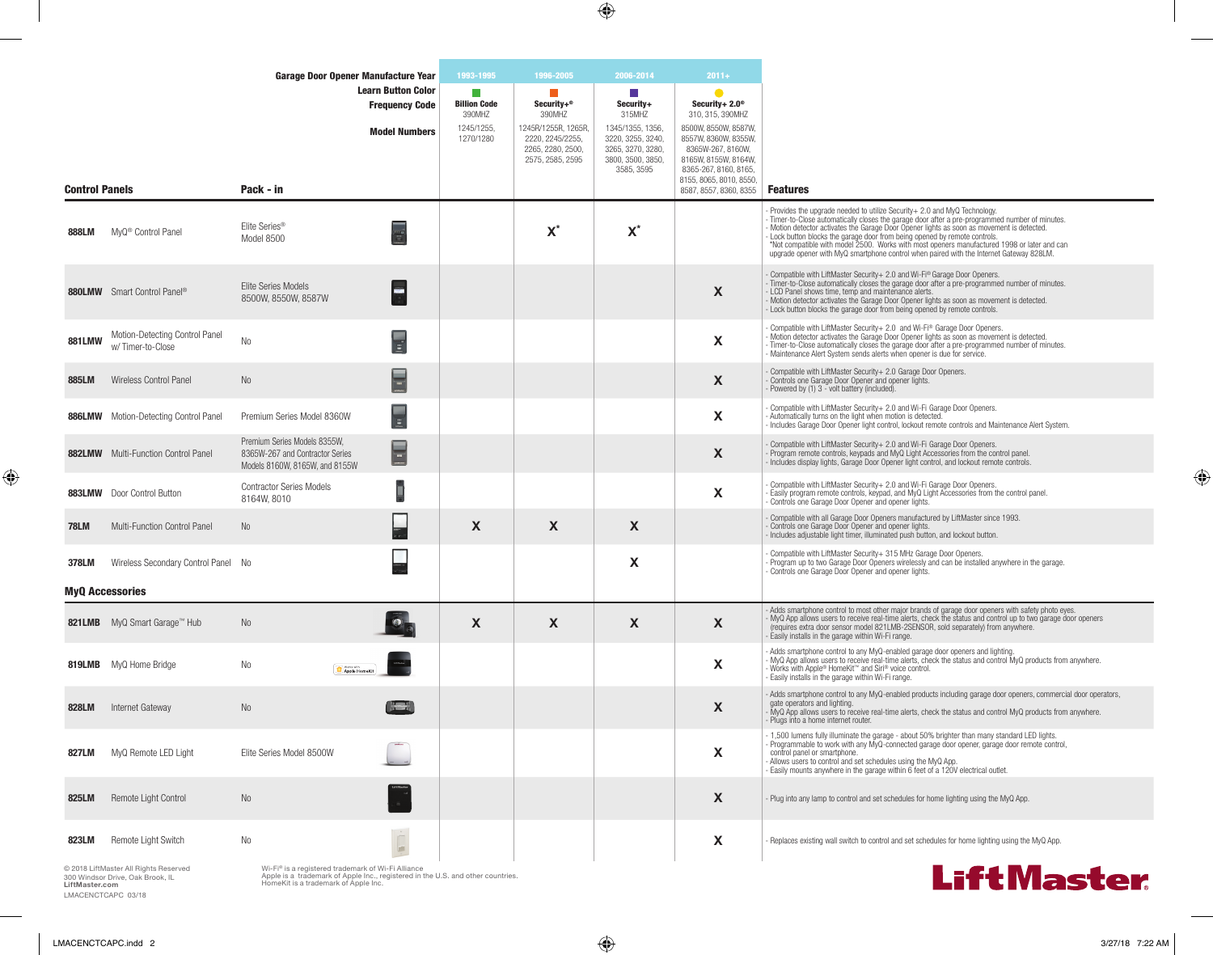| | | | **Garage Door Opener Manufacture Year** | 1993-1995 | 1996-2005 | 2006-2014 | 2011+ | |
|---|---|---|---|---|---|---|---|---|
| | | | **Learn Button Color** | ■ | ■ | ■ | ● | |
| | | | **Frequency Code** | **Billion Code** 390MHZ | **Security+®** 390MHZ | **Security+** 315MHZ | **Security+ 2.0®** 310, 315, 390MHZ | |
| | | | **Model Numbers** | 1245/1255, 1270/1280 | 1245R/1255R, 1265R, 2220, 2245/2255, 2265, 2280, 2500, 2575, 2585, 2595 | 1345/1355, 1356, 3220, 3255, 3240, 3265, 3270, 3280, 3800, 3500, 3850, 3585, 3595 | 8500W, 8550W, 8587W, 8557W, 8360W, 8355W, 8365W-267, 8160W, 8165W, 8155W, 8164W, 8365-267, 8160, 8165, 8155, 8065, 8010, 8550, 8587, 8557, 8360, 8355 | |
| **Control Panels** | | **Pack - in** | | | | | | **Features** |
| **888LM** | MyQ® Control Panel | Elite Series® Model 8500 | | | X* | X* | | - Provides the upgrade needed to utilize Security+ 2.0 and MyQ Technology. - Timer-to-Close automatically closes the garage door after a pre-programmed number of minutes. - Motion detector activates the Garage Door Opener lights as soon as movement is detected. - Lock button blocks the garage door from being opened by remote controls. *Not compatible with model 2500. Works with most openers manufactured 1998 or later and can upgrade opener with MyQ smartphone control when paired with the Internet Gateway 828LM. |
| **880LMW** | Smart Control Panel® | Elite Series Models 8500W, 8550W, 8587W | | | | | X | - Compatible with LiftMaster Security+ 2.0 and Wi-Fi® Garage Door Openers. - Timer-to-Close automatically closes the garage door after a pre-programmed number of minutes. - LCD Panel shows time, temp and maintenance alerts. - Motion detector activates the Garage Door Opener lights as soon as movement is detected. - Lock button blocks the garage door from being opened by remote controls. |
| **881LMW** | Motion-Detecting Control Panel w/ Timer-to-Close | No | | | | | X | - Compatible with LiftMaster Security+ 2.0 and Wi-Fi® Garage Door Openers. - Motion detector activates the Garage Door Opener lights as soon as movement is detected. - Timer-to-Close automatically closes the garage door after a pre-programmed number of minutes. - Maintenance Alert System sends alerts when opener is due for service. |
| **885LM** | Wireless Control Panel | No | | | | | X | - Compatible with LiftMaster Security+ 2.0 Garage Door Openers. - Controls one Garage Door Opener and opener lights. - Powered by (1) 3 - volt battery (included). |
| **886LMW** | Motion-Detecting Control Panel | Premium Series Model 8360W | | | | | X | - Compatible with LiftMaster Security+ 2.0 and Wi-Fi Garage Door Openers. - Automatically turns on the light when motion is detected. - Includes Garage Door Opener light control, lockout remote controls and Maintenance Alert System. |
| **882LMW** | Multi-Function Control Panel | Premium Series Models 8355W, 8365W-267 and Contractor Series Models 8160W, 8165W, and 8155W | | | | | X | - Compatible with LiftMaster Security+ 2.0 and Wi-Fi Garage Door Openers. - Program remote controls, keypads and MyQ Light Accessories from the control panel. - Includes display lights, Garage Door Opener light control, and lockout remote controls. |
| **883LMW** | Door Control Button | Contractor Series Models 8164W, 8010 | | | | | X | - Compatible with LiftMaster Security+ 2.0 and Wi-Fi Garage Door Openers. - Easily program remote controls, keypad, and MyQ Light Accessories from the control panel. - Controls one Garage Door Opener and opener lights. |
| **78LM** | Multi-Function Control Panel | No | | X | X | X | | - Compatible with all Garage Door Openers manufactured by LiftMaster since 1993. - Controls one Garage Door Opener and opener lights. - Includes adjustable light timer, illuminated push button, and lockout button. |
| **378LM** | Wireless Secondary Control Panel | No | | | | X | | - Compatible with LiftMaster Security+ 315 MHz Garage Door Openers. - Program up to two Garage Door Openers wirelessly and can be installed anywhere in the garage. - Controls one Garage Door Opener and opener lights. |
| **MyQ Accessories** | | | | | | | | |
| **821LMB** | MyQ Smart Garage™ Hub | No | | X | X | X | X | - Adds smartphone control to most other major brands of garage door openers with safety photo eyes. - MyQ App allows users to receive real-time alerts, check the status and control up to two garage door openers (requires extra door sensor model 821LMB-2SENSOR, sold separately) from anywhere. - Easily installs in the garage within Wi-Fi range. |
| **819LMB** | MyQ Home Bridge | No | | | | | X | - Adds smartphone control to any MyQ-enabled garage door openers and lighting. - MyQ App allows users to receive real-time alerts, check the status and control MyQ products from anywhere. - Works with Apple® HomeKit™ and Siri® voice control. - Easily installs in the garage within Wi-Fi range. |
| **828LM** | Internet Gateway | No | | | | | X | - Adds smartphone control to any MyQ-enabled products including garage door openers, commercial door operators, gate operators and lighting. - MyQ App allows users to receive real-time alerts, check the status and control MyQ products from anywhere. - Plugs into a home internet router. |
| **827LM** | MyQ Remote LED Light | Elite Series Model 8500W | | | | | X | - 1,500 lumens fully illuminate the garage - about 50% brighter than many standard LED lights. - Programmable to work with any MyQ-connected garage door opener, garage door remote control, control panel or smartphone. - Allows users to control and set schedules using the MyQ App. - Easily mounts anywhere in the garage within 6 feet of a 120V electrical outlet. |
| **825LM** | Remote Light Control | No | | | | | X | - Plug into any lamp to control and set schedules for home lighting using the MyQ App. |
| **823LM** | Remote Light Switch | No | | | | | X | - Replaces existing wall switch to control and set schedules for home lighting using the MyQ App. |

© 2018 LiftMaster All Rights Reserved
300 Windsor Drive, Oak Brook, IL
**LiftMaster.com**
LMACENCTCAPC 03/18

Wi-Fi® is a registered trademark of Wi-Fi Alliance
Apple is a trademark of Apple Inc., registered in the U.S. and other countries.
HomeKit is a trademark of Apple Inc.

**LiftMaster**